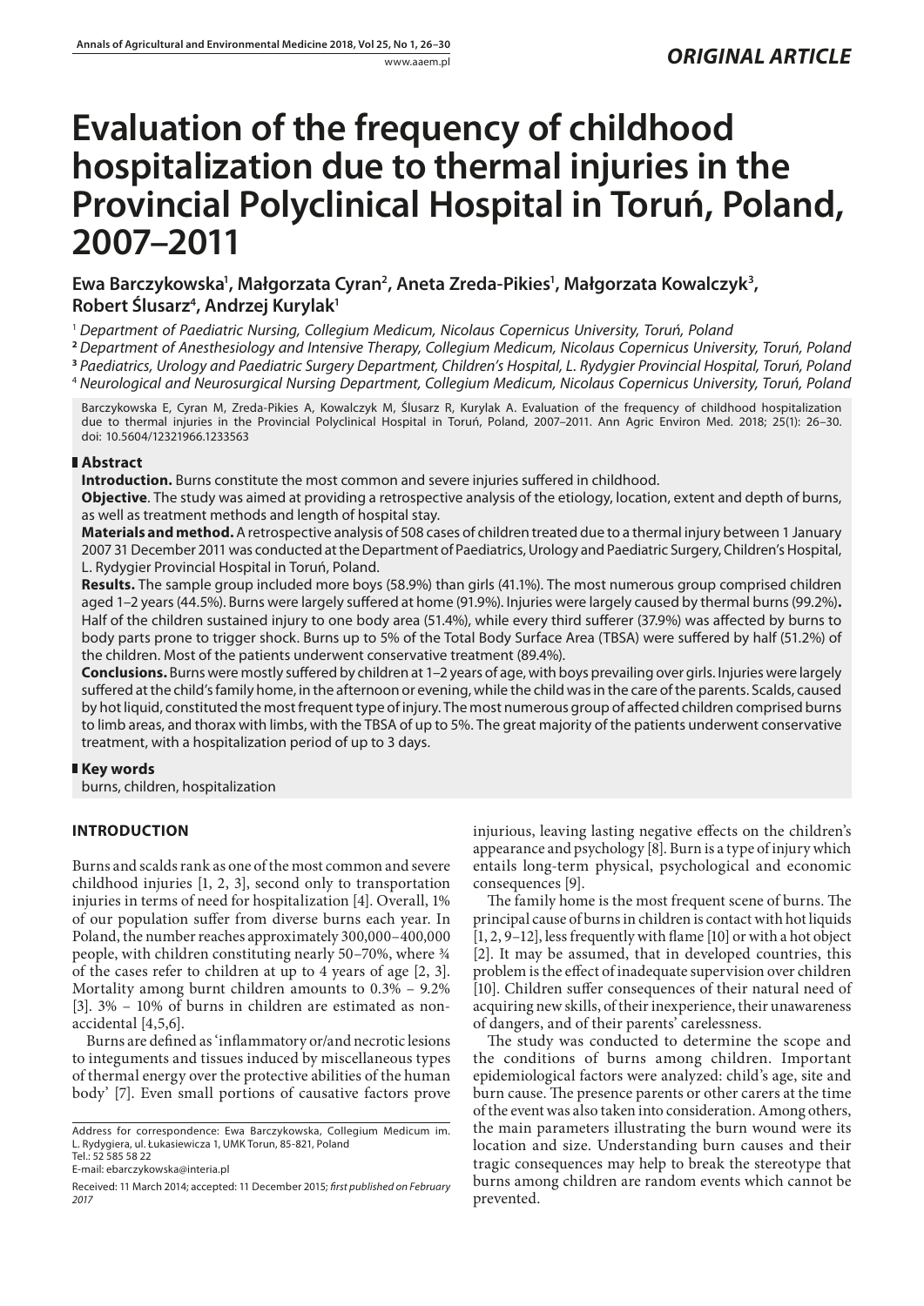*ORIGINAL ARTICLE*

# Evaluation of the frequency of childhood hospitalization due to thermal injuries in the Provincial Polyclinical Hospital in Toruń, Poland, 2007–2011

**Ewa Barczykowska[1], Małgorzata Cyran[2], Aneta Zreda-Pikies[1], Małgorzata Kowalczyk[3], Robert Ślusarz[4], Andrzej Kurylak[1]**

[1] *Department of Paediatric Nursing, Collegium Medicum, Nicolaus Copernicus University, Toruń, Poland*
[2] *Department of Anesthesiology and Intensive Therapy, Collegium Medicum, Nicolaus Copernicus University, Toruń, Poland*
[3] *Paediatrics, Urology and Paediatric Surgery Department, Children's Hospital, L. Rydygier Provincial Hospital, Toruń, Poland*
[4] *Neurological and Neurosurgical Nursing Department, Collegium Medicum, Nicolaus Copernicus University, Toruń, Poland*

Barczykowska E, Cyran M, Zreda-Pikies A, Kowalczyk M, Ślusarz R, Kurylak A. Evaluation of the frequency of childhood hospitalization due to thermal injuries in the Provincial Polyclinical Hospital in Toruń, Poland, 2007–2011. Ann Agric Environ Med. 2018; 25(1): 26–30. doi: 10.5604/12321966.1233563

## Abstract

**Introduction.** Burns constitute the most common and severe injuries suffered in childhood.

**Objective**. The study was aimed at providing a retrospective analysis of the etiology, location, extent and depth of burns, as well as treatment methods and length of hospital stay.

**Materials and method.** A retrospective analysis of 508 cases of children treated due to a thermal injury between 1 January 2007 31 December 2011 was conducted at the Department of Paediatrics, Urology and Paediatric Surgery, Children's Hospital, L. Rydygier Provincial Hospital in Toruń, Poland.

**Results.** The sample group included more boys (58.9%) than girls (41.1%). The most numerous group comprised children aged 1–2 years (44.5%). Burns were largely suffered at home (91.9%). Injuries were largely caused by thermal burns (99.2%). Half of the children sustained injury to one body area (51.4%), while every third sufferer (37.9%) was affected by burns to body parts prone to trigger shock. Burns up to 5% of the Total Body Surface Area (TBSA) were suffered by half (51.2%) of the children. Most of the patients underwent conservative treatment (89.4%).

**Conclusions.** Burns were mostly suffered by children at 1–2 years of age, with boys prevailing over girls. Injuries were largely suffered at the child's family home, in the afternoon or evening, while the child was in the care of the parents. Scalds, caused by hot liquid, constituted the most frequent type of injury. The most numerous group of affected children comprised burns to limb areas, and thorax with limbs, with the TBSA of up to 5%. The great majority of the patients underwent conservative treatment, with a hospitalization period of up to 3 days.

## Key words

burns, children, hospitalization

## INTRODUCTION

Burns and scalds rank as one of the most common and severe childhood injuries [1, 2, 3], second only to transportation injuries in terms of need for hospitalization [4]. Overall, 1% of our population suffer from diverse burns each year. In Poland, the number reaches approximately 300,000–400,000 people, with children constituting nearly 50–70%, where ¾ of the cases refer to children at up to 4 years of age [2, 3]. Mortality among burnt children amounts to 0.3% – 9.2% [3]. 3% – 10% of burns in children are estimated as non-accidental [4,5,6].

Burns are defined as 'inflammatory or/and necrotic lesions to integuments and tissues induced by miscellaneous types of thermal energy over the protective abilities of the human body' [7]. Even small portions of causative factors prove injurious, leaving lasting negative effects on the children's appearance and psychology [8]. Burn is a type of injury which entails long-term physical, psychological and economic consequences [9].

The family home is the most frequent scene of burns. The principal cause of burns in children is contact with hot liquids [1, 2, 9–12], less frequently with flame [10] or with a hot object [2]. It may be assumed, that in developed countries, this problem is the effect of inadequate supervision over children [10]. Children suffer consequences of their natural need of acquiring new skills, of their inexperience, their unawareness of dangers, and of their parents' carelessness.

The study was conducted to determine the scope and the conditions of burns among children. Important epidemiological factors were analyzed: child's age, site and burn cause. The presence parents or other carers at the time of the event was also taken into consideration. Among others, the main parameters illustrating the burn wound were its location and size. Understanding burn causes and their tragic consequences may help to break the stereotype that burns among children are random events which cannot be prevented.

Address for correspondence: Ewa Barczykowska, Collegium Medicum im. L. Rydygiera, ul. Łukasiewicza 1, UMK Torun, 85-821, Poland
Tel.: 52 585 58 22
E-mail: ebarczykowska@interia.pl

Received: 11 March 2014; accepted: 11 December 2015; *first published on February 2017*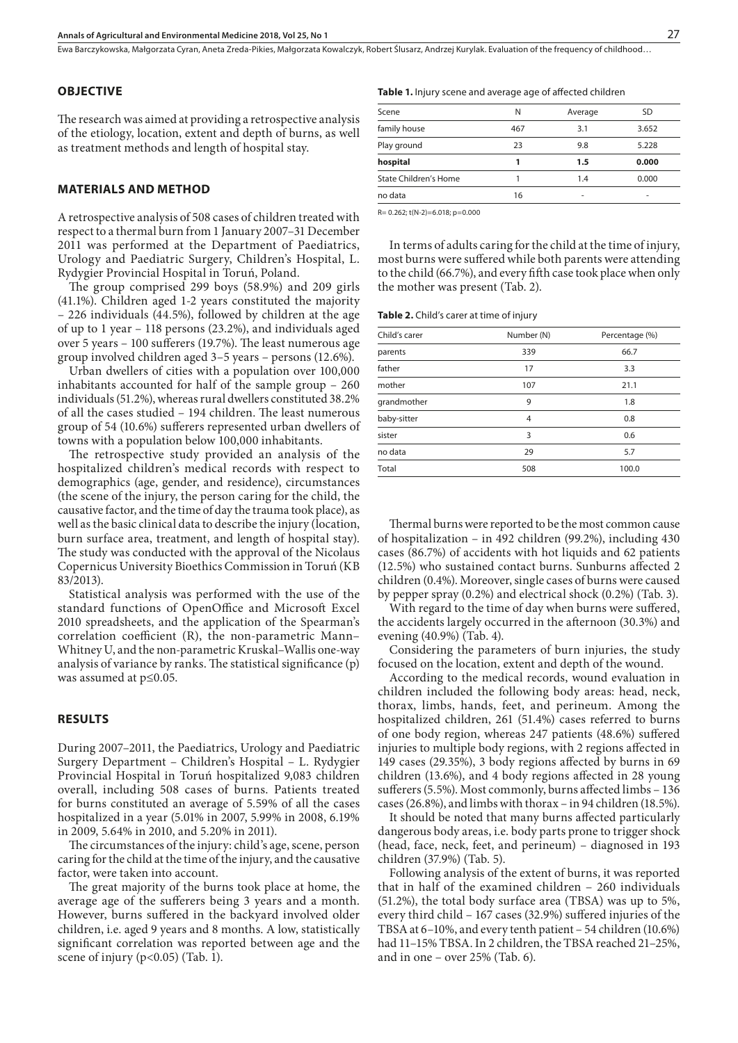## OBJECTIVE

The research was aimed at providing a retrospective analysis of the etiology, location, extent and depth of burns, as well as treatment methods and length of hospital stay.

## MATERIALS AND METHOD

A retrospective analysis of 508 cases of children treated with respect to a thermal burn from 1 January 2007–31 December 2011 was performed at the Department of Paediatrics, Urology and Paediatric Surgery, Children's Hospital, L. Rydygier Provincial Hospital in Toruń, Poland.

The group comprised 299 boys (58.9%) and 209 girls (41.1%). Children aged 1-2 years constituted the majority – 226 individuals (44.5%), followed by children at the age of up to 1 year – 118 persons (23.2%), and individuals aged over 5 years – 100 sufferers (19.7%). The least numerous age group involved children aged 3–5 years – persons (12.6%).

Urban dwellers of cities with a population over 100,000 inhabitants accounted for half of the sample group – 260 individuals (51.2%), whereas rural dwellers constituted 38.2% of all the cases studied – 194 children. The least numerous group of 54 (10.6%) sufferers represented urban dwellers of towns with a population below 100,000 inhabitants.

The retrospective study provided an analysis of the hospitalized children's medical records with respect to demographics (age, gender, and residence), circumstances (the scene of the injury, the person caring for the child, the causative factor, and the time of day the trauma took place), as well as the basic clinical data to describe the injury (location, burn surface area, treatment, and length of hospital stay). The study was conducted with the approval of the Nicolaus Copernicus University Bioethics Commission in Toruń (KB 83/2013).

Statistical analysis was performed with the use of the standard functions of OpenOffice and Microsoft Excel 2010 spreadsheets, and the application of the Spearman's correlation coefficient (R), the non-parametric Mann–Whitney U, and the non-parametric Kruskal–Wallis one-way analysis of variance by ranks. The statistical significance (p) was assumed at $p \leq 0.05$.

## RESULTS

During 2007–2011, the Paediatrics, Urology and Paediatric Surgery Department – Children's Hospital – L. Rydygier Provincial Hospital in Toruń hospitalized 9,083 children overall, including 508 cases of burns. Patients treated for burns constituted an average of 5.59% of all the cases hospitalized in a year (5.01% in 2007, 5.99% in 2008, 6.19% in 2009, 5.64% in 2010, and 5.20% in 2011).

The circumstances of the injury: child's age, scene, person caring for the child at the time of the injury, and the causative factor, were taken into account.

The great majority of the burns took place at home, the average age of the sufferers being 3 years and a month. However, burns suffered in the backyard involved older children, i.e. aged 9 years and 8 months. A low, statistically significant correlation was reported between age and the scene of injury ($p<0.05$) (Tab. 1).

**Table 1.** Injury scene and average age of affected children

| Scene | N | Average | SD |
|---|---|---|---|
| family house | 467 | 3.1 | 3.652 |
| Play ground | 23 | 9.8 | 5.228 |
| **hospital** | **1** | **1.5** | **0.000** |
| State Children's Home | 1 | 1.4 | 0.000 |
| no data | 16 | - | - |

R= 0.262; t(N-2)=6.018; p=0.000

In terms of adults caring for the child at the time of injury, most burns were suffered while both parents were attending to the child (66.7%), and every fifth case took place when only the mother was present (Tab. 2).

**Table 2.** Child's carer at time of injury

| Child's carer | Number (N) | Percentage (%) |
|---|---|---|
| parents | 339 | 66.7 |
| father | 17 | 3.3 |
| mother | 107 | 21.1 |
| grandmother | 9 | 1.8 |
| baby-sitter | 4 | 0.8 |
| sister | 3 | 0.6 |
| no data | 29 | 5.7 |
| Total | 508 | 100.0 |

Thermal burns were reported to be the most common cause of hospitalization – in 492 children (99.2%), including 430 cases (86.7%) of accidents with hot liquids and 62 patients (12.5%) who sustained contact burns. Sunburns affected 2 children (0.4%). Moreover, single cases of burns were caused by pepper spray (0.2%) and electrical shock (0.2%) (Tab. 3).

With regard to the time of day when burns were suffered, the accidents largely occurred in the afternoon (30.3%) and evening (40.9%) (Tab. 4).

Considering the parameters of burn injuries, the study focused on the location, extent and depth of the wound.

According to the medical records, wound evaluation in children included the following body areas: head, neck, thorax, limbs, hands, feet, and perineum. Among the hospitalized children, 261 (51.4%) cases referred to burns of one body region, whereas 247 patients (48.6%) suffered injuries to multiple body regions, with 2 regions affected in 149 cases (29.35%), 3 body regions affected by burns in 69 children (13.6%), and 4 body regions affected in 28 young sufferers (5.5%). Most commonly, burns affected limbs – 136 cases (26.8%), and limbs with thorax – in 94 children (18.5%).

It should be noted that many burns affected particularly dangerous body areas, i.e. body parts prone to trigger shock (head, face, neck, feet, and perineum) – diagnosed in 193 children (37.9%) (Tab. 5).

Following analysis of the extent of burns, it was reported that in half of the examined children – 260 individuals (51.2%), the total body surface area (TBSA) was up to 5%, every third child – 167 cases (32.9%) suffered injuries of the TBSA at 6–10%, and every tenth patient – 54 children (10.6%) had 11–15% TBSA. In 2 children, the TBSA reached 21–25%, and in one – over 25% (Tab. 6).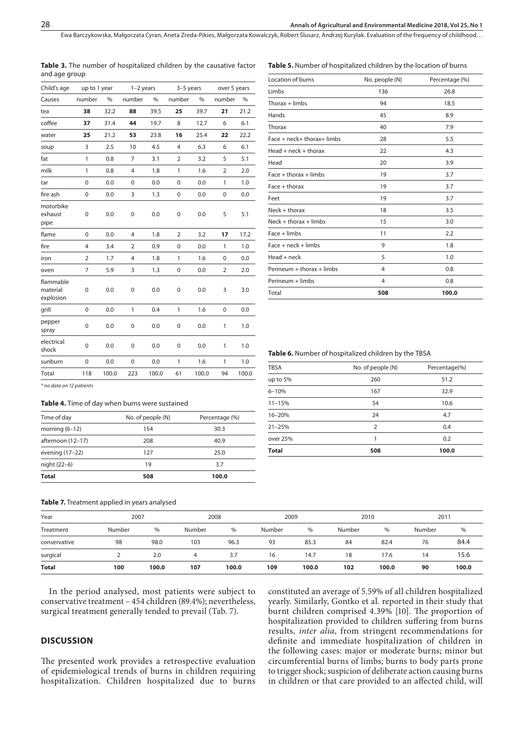**Table 3.** The number of hospitalized children by the causative factor and age group

| Child's age | up to 1 year | | 1–2 years | | 3–5 years | | over 5 years | |
|---|---|---|---|---|---|---|---|---|
| Causes | number | % | number | % | number | % | number | % |
| tea | **38** | 32.2 | **88** | 39.5 | **25** | 39.7 | **21** | 21.2 |
| coffee | **37** | 31.4 | **44** | 19.7 | 8 | 12.7 | 6 | 6.1 |
| water | **25** | 21.2 | **53** | 23.8 | **16** | 25.4 | **22** | 22.2 |
| soup | 3 | 2.5 | 10 | 4.5 | 4 | 6.3 | 6 | 6.1 |
| fat | 1 | 0.8 | 7 | 3.1 | 2 | 3.2 | 5 | 5.1 |
| milk | 1 | 0.8 | 4 | 1.8 | 1 | 1.6 | 2 | 2.0 |
| tar | 0 | 0.0 | 0 | 0.0 | 0 | 0.0 | 1 | 1.0 |
| fire ash | 0 | 0.0 | 3 | 1.3 | 0 | 0.0 | 0 | 0.0 |
| motorbike exhaust pipe | 0 | 0.0 | 0 | 0.0 | 0 | 0.0 | 5 | 5.1 |
| flame | 0 | 0.0 | 4 | 1.8 | 2 | 3.2 | **17** | 17.2 |
| fire | 4 | 3.4 | 2 | 0.9 | 0 | 0.0 | 1 | 1.0 |
| iron | 2 | 1.7 | 4 | 1.8 | 1 | 1.6 | 0 | 0.0 |
| oven | 7 | 5.9 | 3 | 1.3 | 0 | 0.0 | 2 | 2.0 |
| flammable material explosion | 0 | 0.0 | 0 | 0.0 | 0 | 0.0 | 3 | 3.0 |
| grill | 0 | 0.0 | 1 | 0.4 | 1 | 1.6 | 0 | 0.0 |
| pepper spray | 0 | 0.0 | 0 | 0.0 | 0 | 0.0 | 1 | 1.0 |
| electrical shock | 0 | 0.0 | 0 | 0.0 | 0 | 0.0 | 1 | 1.0 |
| sunburn | 0 | 0.0 | 0 | 0.0 | 1 | 1.6 | 1 | 1.0 |
| Total | 118 | 100.0 | 223 | 100.0 | 61 | 100.0 | 94 | 100.0 |

*\* no data on 12 patients*

**Table 4.** Time of day when burns were sustained

| Time of day | No. of people (N) | Percentage (%) |
|---|---|---|
| morning (6–12) | 154 | 30.3 |
| afternoon (12–17) | 208 | 40.9 |
| evening (17–22) | 127 | 25.0 |
| night (22–6) | 19 | 3.7 |
| **Total** | **508** | **100.0** |

**Table 5.** Number of hospitalized children by the location of burns

| Location of burns | No. people (N) | Percentage (%) |
|---|---|---|
| Limbs | 136 | 26.8 |
| Thorax + limbs | 94 | 18.5 |
| Hands | 45 | 8.9 |
| Thorax | 40 | 7.9 |
| Face + neck+ thorax+ limbs | 28 | 5.5 |
| Head + neck + thorax | 22 | 4.3 |
| Head | 20 | 3.9 |
| Face + thorax + limbs | 19 | 3.7 |
| Face + thorax | 19 | 3.7 |
| Feet | 19 | 3.7 |
| Neck + thorax | 18 | 3.5 |
| Neck + thorax + limbs | 15 | 3.0 |
| Face + limbs | 11 | 2.2 |
| Face + neck + limbs | 9 | 1.8 |
| Head + neck | 5 | 1.0 |
| Perineum + thorax + limbs | 4 | 0.8 |
| Perineum + limbs | 4 | 0.8 |
| Total | **508** | **100.0** |

**Table 6.** Number of hospitalized children by the TBSA

| TBSA | No. of people (N) | Percentage(%) |
|---|---|---|
| up to 5% | 260 | 51.2 |
| 6–10% | 167 | 32.9 |
| 11–15% | 54 | 10.6 |
| 16–20% | 24 | 4.7 |
| 21–25% | 2 | 0.4 |
| over 25% | 1 | 0.2 |
| **Total** | **508** | **100.0** |

**Table 7.** Treatment applied in years analysed

| Year | 2007 | | 2008 | | 2009 | | 2010 | | 2011 | |
|---|---|---|---|---|---|---|---|---|---|---|
| Treatment | Number | % | Number | % | Number | % | Number | % | Number | % |
| conservative | 98 | 98.0 | 103 | 96.3 | 93 | 85.3 | 84 | 82.4 | 76 | 84.4 |
| surgical | 2 | 2.0 | 4 | 3.7 | 16 | 14.7 | 18 | 17.6 | 14 | 15.6 |
| **Total** | **100** | **100.0** | **107** | **100.0** | **109** | **100.0** | **102** | **100.0** | **90** | **100.0** |

In the period analysed, most patients were subject to conservative treatment – 454 children (89.4%); nevertheless, surgical treatment generally tended to prevail (Tab. 7).

## DISCUSSION

The presented work provides a retrospective evaluation of epidemiological trends of burns in children requiring hospitalization. Children hospitalized due to burns constituted an average of 5.59% of all children hospitalized yearly. Similarly, Gontko et al. reported in their study that burnt children comprised 4.39% [10]. The proportion of hospitalization provided to children suffering from burns results, *inter alia*, from stringent recommendations for definite and immediate hospitalization of children in the following cases: major or moderate burns; minor but circumferential burns of limbs; burns to body parts prone to trigger shock; suspicion of deliberate action causing burns in children or that care provided to an affected child, will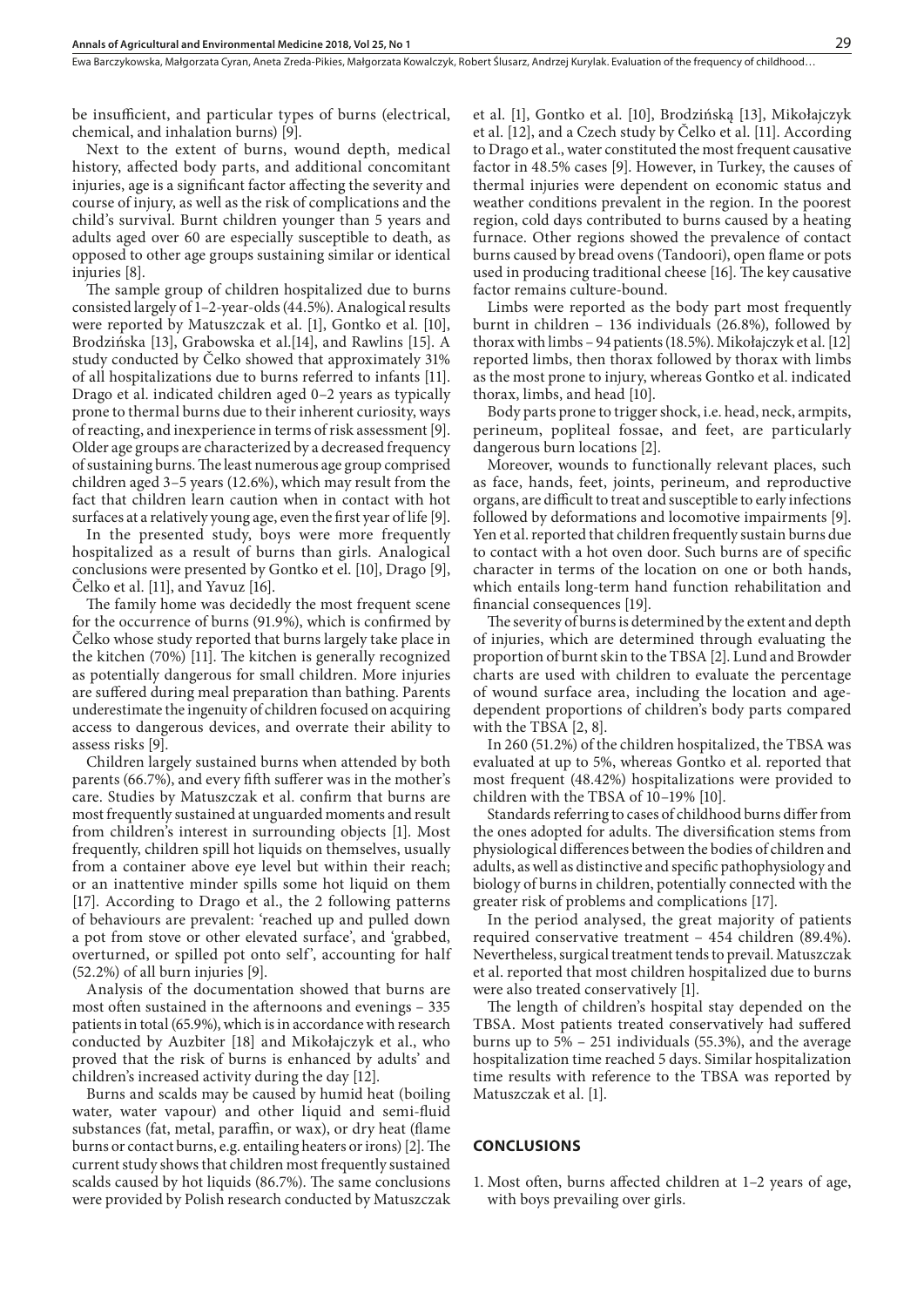be insufficient, and particular types of burns (electrical, chemical, and inhalation burns) [9].

Next to the extent of burns, wound depth, medical history, affected body parts, and additional concomitant injuries, age is a significant factor affecting the severity and course of injury, as well as the risk of complications and the child's survival. Burnt children younger than 5 years and adults aged over 60 are especially susceptible to death, as opposed to other age groups sustaining similar or identical injuries [8].

The sample group of children hospitalized due to burns consisted largely of 1–2-year-olds (44.5%). Analogical results were reported by Matuszczak et al. [1], Gontko et al. [10], Brodzińska [13], Grabowska et al.[14], and Rawlins [15]. A study conducted by Čelko showed that approximately 31% of all hospitalizations due to burns referred to infants [11]. Drago et al. indicated children aged 0–2 years as typically prone to thermal burns due to their inherent curiosity, ways of reacting, and inexperience in terms of risk assessment [9]. Older age groups are characterized by a decreased frequency of sustaining burns. The least numerous age group comprised children aged 3–5 years (12.6%), which may result from the fact that children learn caution when in contact with hot surfaces at a relatively young age, even the first year of life [9].

In the presented study, boys were more frequently hospitalized as a result of burns than girls. Analogical conclusions were presented by Gontko et el. [10], Drago [9], Čelko et al. [11], and Yavuz [16].

The family home was decidedly the most frequent scene for the occurrence of burns (91.9%), which is confirmed by Čelko whose study reported that burns largely take place in the kitchen (70%) [11]. The kitchen is generally recognized as potentially dangerous for small children. More injuries are suffered during meal preparation than bathing. Parents underestimate the ingenuity of children focused on acquiring access to dangerous devices, and overrate their ability to assess risks [9].

Children largely sustained burns when attended by both parents (66.7%), and every fifth sufferer was in the mother's care. Studies by Matuszczak et al. confirm that burns are most frequently sustained at unguarded moments and result from children's interest in surrounding objects [1]. Most frequently, children spill hot liquids on themselves, usually from a container above eye level but within their reach; or an inattentive minder spills some hot liquid on them [17]. According to Drago et al., the 2 following patterns of behaviours are prevalent: 'reached up and pulled down a pot from stove or other elevated surface', and 'grabbed, overturned, or spilled pot onto self', accounting for half (52.2%) of all burn injuries [9].

Analysis of the documentation showed that burns are most often sustained in the afternoons and evenings – 335 patients in total (65.9%), which is in accordance with research conducted by Auzbiter [18] and Mikołajczyk et al., who proved that the risk of burns is enhanced by adults' and children's increased activity during the day [12].

Burns and scalds may be caused by humid heat (boiling water, water vapour) and other liquid and semi-fluid substances (fat, metal, paraffin, or wax), or dry heat (flame burns or contact burns, e.g. entailing heaters or irons) [2]. The current study shows that children most frequently sustained scalds caused by hot liquids (86.7%). The same conclusions were provided by Polish research conducted by Matuszczak et al. [1], Gontko et al. [10], Brodzińską [13], Mikołajczyk et al. [12], and a Czech study by Čelko et al. [11]. According to Drago et al., water constituted the most frequent causative factor in 48.5% cases [9]. However, in Turkey, the causes of thermal injuries were dependent on economic status and weather conditions prevalent in the region. In the poorest region, cold days contributed to burns caused by a heating furnace. Other regions showed the prevalence of contact burns caused by bread ovens (Tandoori), open flame or pots used in producing traditional cheese [16]. The key causative factor remains culture-bound.

Limbs were reported as the body part most frequently burnt in children – 136 individuals (26.8%), followed by thorax with limbs – 94 patients (18.5%). Mikołajczyk et al. [12] reported limbs, then thorax followed by thorax with limbs as the most prone to injury, whereas Gontko et al. indicated thorax, limbs, and head [10].

Body parts prone to trigger shock, i.e. head, neck, armpits, perineum, popliteal fossae, and feet, are particularly dangerous burn locations [2].

Moreover, wounds to functionally relevant places, such as face, hands, feet, joints, perineum, and reproductive organs, are difficult to treat and susceptible to early infections followed by deformations and locomotive impairments [9]. Yen et al. reported that children frequently sustain burns due to contact with a hot oven door. Such burns are of specific character in terms of the location on one or both hands, which entails long-term hand function rehabilitation and financial consequences [19].

The severity of burns is determined by the extent and depth of injuries, which are determined through evaluating the proportion of burnt skin to the TBSA [2]. Lund and Browder charts are used with children to evaluate the percentage of wound surface area, including the location and age-dependent proportions of children's body parts compared with the TBSA [2, 8].

In 260 (51.2%) of the children hospitalized, the TBSA was evaluated at up to 5%, whereas Gontko et al. reported that most frequent (48.42%) hospitalizations were provided to children with the TBSA of 10–19% [10].

Standards referring to cases of childhood burns differ from the ones adopted for adults. The diversification stems from physiological differences between the bodies of children and adults, as well as distinctive and specific pathophysiology and biology of burns in children, potentially connected with the greater risk of problems and complications [17].

In the period analysed, the great majority of patients required conservative treatment – 454 children (89.4%). Nevertheless, surgical treatment tends to prevail. Matuszczak et al. reported that most children hospitalized due to burns were also treated conservatively [1].

The length of children's hospital stay depended on the TBSA. Most patients treated conservatively had suffered burns up to 5% – 251 individuals (55.3%), and the average hospitalization time reached 5 days. Similar hospitalization time results with reference to the TBSA was reported by Matuszczak et al. [1].

## CONCLUSIONS

1. Most often, burns affected children at 1–2 years of age, with boys prevailing over girls.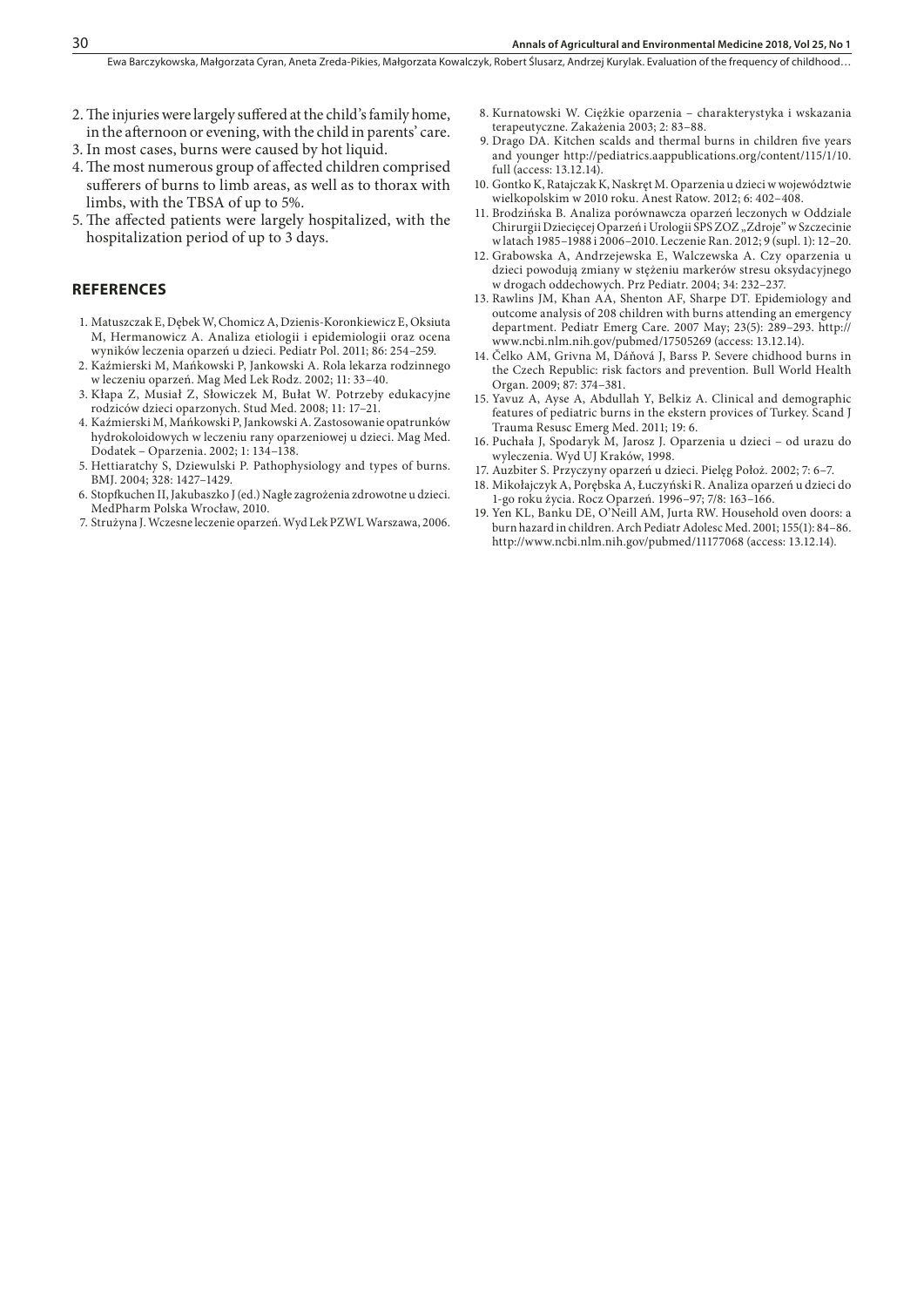2. The injuries were largely suffered at the child's family home, in the afternoon or evening, with the child in parents' care.
3. In most cases, burns were caused by hot liquid.
4. The most numerous group of affected children comprised sufferers of burns to limb areas, as well as to thorax with limbs, with the TBSA of up to 5%.
5. The affected patients were largely hospitalized, with the hospitalization period of up to 3 days.

## REFERENCES

1. Matuszczak E, Dębek W, Chomicz A, Dzienis-Koronkiewicz E, Oksiuta M, Hermanowicz A. Analiza etiologii i epidemiologii oraz ocena wyników leczenia oparzeń u dzieci. Pediatr Pol. 2011; 86: 254–259.
2. Kaźmierski M, Mańkowski P, Jankowski A. Rola lekarza rodzinnego w leczeniu oparzeń. Mag Med Lek Rodz. 2002; 11: 33–40.
3. Kłapa Z, Musiał Z, Słowiczek M, Bułat W. Potrzeby edukacyjne rodziców dzieci oparzonych. Stud Med. 2008; 11: 17–21.
4. Kaźmierski M, Mańkowski P, Jankowski A. Zastosowanie opatrunków hydrokoloidowych w leczeniu rany oparzeniowej u dzieci. Mag Med. Dodatek – Oparzenia. 2002; 1: 134–138.
5. Hettiaratchy S, Dziewulski P. Pathophysiology and types of burns. BMJ. 2004; 328: 1427–1429.
6. Stopfkuchen II, Jakubaszko J (ed.) Nagłe zagrożenia zdrowotne u dzieci. MedPharm Polska Wrocław, 2010.
7. Strużyna J. Wczesne leczenie oparzeń. Wyd Lek PZWL Warszawa, 2006.
8. Kurnatowski W. Ciężkie oparzenia – charakterystyka i wskazania terapeutyczne. Zakażenia 2003; 2: 83–88.
9. Drago DA. Kitchen scalds and thermal burns in children five years and younger http://pediatrics.aappublications.org/content/115/1/10.full (access: 13.12.14).
10. Gontko K, Ratajczak K, Naskręt M. Oparzenia u dzieci w województwie wielkopolskim w 2010 roku. Anest Ratow. 2012; 6: 402–408.
11. Brodzińska B. Analiza porównawcza oparzeń leczonych w Oddziale Chirurgii Dziecięcej Oparzeń i Urologii SPS ZOZ „Zdroje" w Szczecinie w latach 1985–1988 i 2006–2010. Leczenie Ran. 2012; 9 (supl. 1): 12–20.
12. Grabowska A, Andrzejewska E, Walczewska A. Czy oparzenia u dzieci powodują zmiany w stężeniu markerów stresu oksydacyjnego w drogach oddechowych. Prz Pediatr. 2004; 34: 232–237.
13. Rawlins JM, Khan AA, Shenton AF, Sharpe DT. Epidemiology and outcome analysis of 208 children with burns attending an emergency department. Pediatr Emerg Care. 2007 May; 23(5): 289–293. http://www.ncbi.nlm.nih.gov/pubmed/17505269 (access: 13.12.14).
14. Čelko AM, Grivna M, Dáňová J, Barss P. Severe chidhood burns in the Czech Republic: risk factors and prevention. Bull World Health Organ. 2009; 87: 374–381.
15. Yavuz A, Ayse A, Abdullah Y, Belkiz A. Clinical and demographic features of pediatric burns in the ekstern provices of Turkey. Scand J Trauma Resusc Emerg Med. 2011; 19: 6.
16. Puchała J, Spodaryk M, Jarosz J. Oparzenia u dzieci – od urazu do wyleczenia. Wyd UJ Kraków, 1998.
17. Auzbiter S. Przyczyny oparzeń u dzieci. Pielęg Położ. 2002; 7: 6–7.
18. Mikołajczyk A, Porębska A, Łuczyński R. Analiza oparzeń u dzieci do 1-go roku życia. Rocz Oparzeń. 1996–97; 7/8: 163–166.
19. Yen KL, Banku DE, O'Neill AM, Jurta RW. Household oven doors: a burn hazard in children. Arch Pediatr Adolesc Med. 2001; 155(1): 84–86. http://www.ncbi.nlm.nih.gov/pubmed/11177068 (access: 13.12.14).